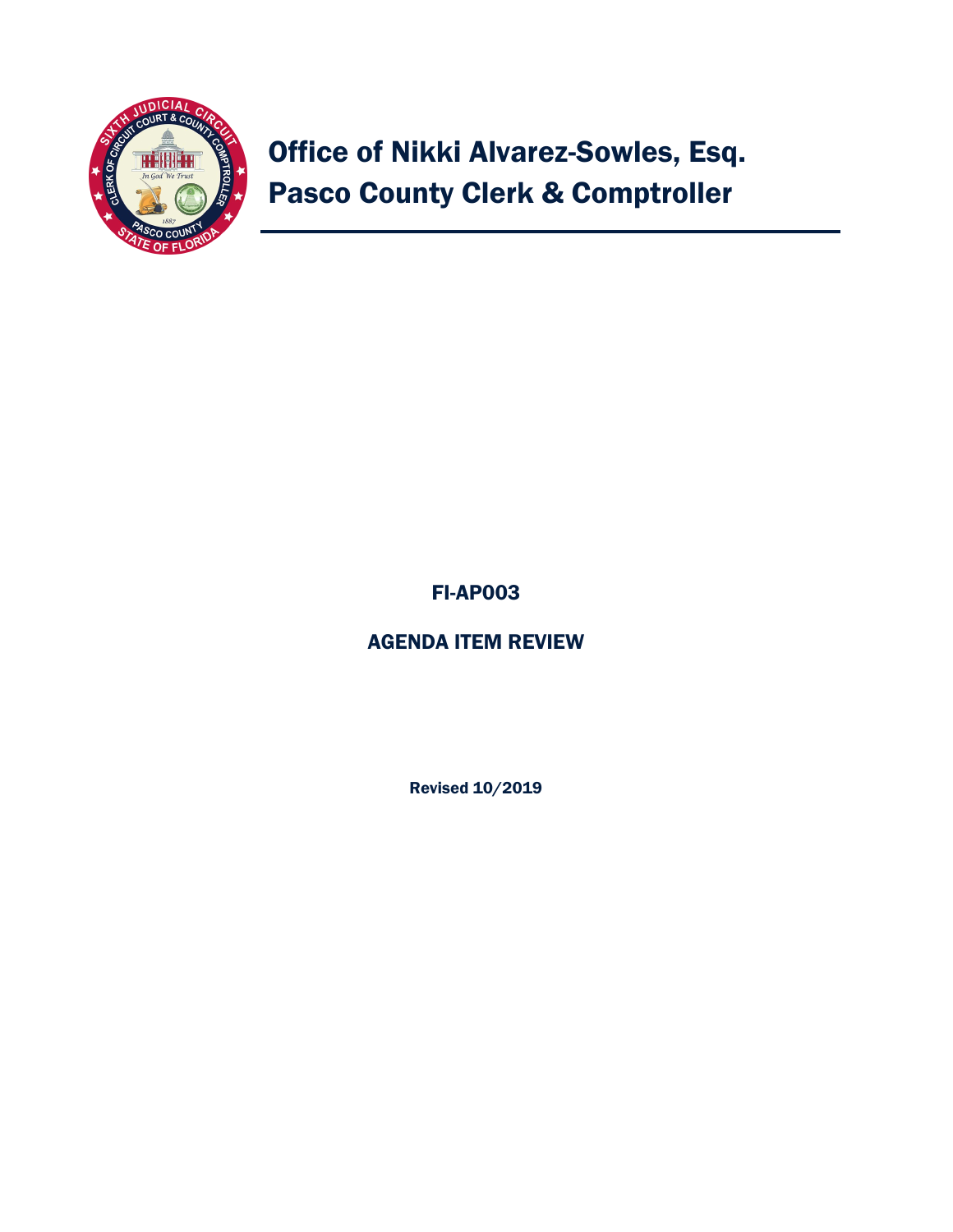# Office of Nikki Alvarez-Sowles, Esq.
# Pasco County Clerk & Comptroller

## FI-AP003

## AGENDA ITEM REVIEW

**Revised 10/2019**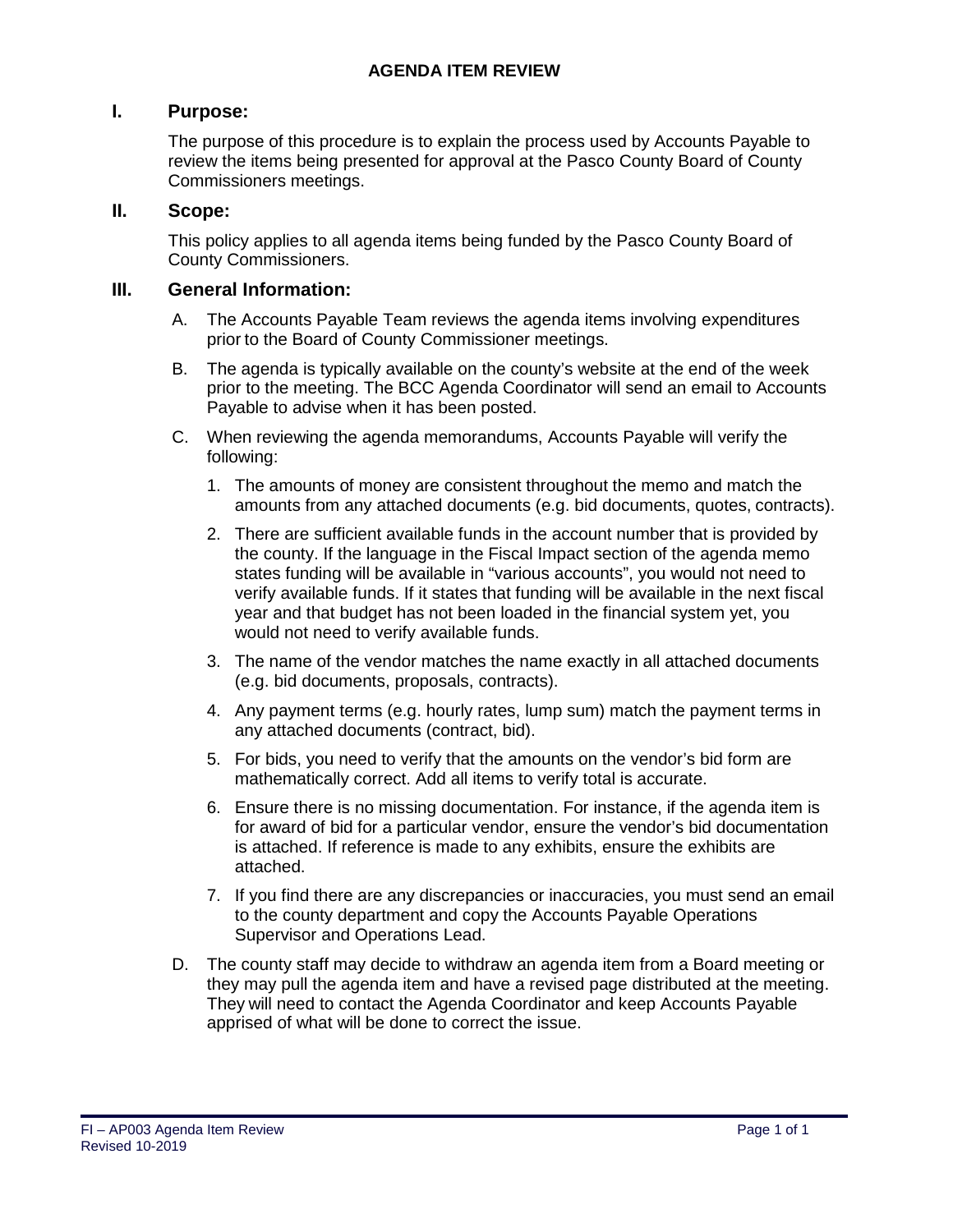# AGENDA ITEM REVIEW

## I. Purpose:

The purpose of this procedure is to explain the process used by Accounts Payable to review the items being presented for approval at the Pasco County Board of County Commissioners meetings.

## II. Scope:

This policy applies to all agenda items being funded by the Pasco County Board of County Commissioners.

## III. General Information:

A. The Accounts Payable Team reviews the agenda items involving expenditures prior to the Board of County Commissioner meetings.

B. The agenda is typically available on the county's website at the end of the week prior to the meeting. The BCC Agenda Coordinator will send an email to Accounts Payable to advise when it has been posted.

C. When reviewing the agenda memorandums, Accounts Payable will verify the following:

1. The amounts of money are consistent throughout the memo and match the amounts from any attached documents (e.g. bid documents, quotes, contracts).
2. There are sufficient available funds in the account number that is provided by the county. If the language in the Fiscal Impact section of the agenda memo states funding will be available in "various accounts", you would not need to verify available funds. If it states that funding will be available in the next fiscal year and that budget has not been loaded in the financial system yet, you would not need to verify available funds.
3. The name of the vendor matches the name exactly in all attached documents (e.g. bid documents, proposals, contracts).
4. Any payment terms (e.g. hourly rates, lump sum) match the payment terms in any attached documents (contract, bid).
5. For bids, you need to verify that the amounts on the vendor's bid form are mathematically correct. Add all items to verify total is accurate.
6. Ensure there is no missing documentation. For instance, if the agenda item is for award of bid for a particular vendor, ensure the vendor's bid documentation is attached. If reference is made to any exhibits, ensure the exhibits are attached.
7. If you find there are any discrepancies or inaccuracies, you must send an email to the county department and copy the Accounts Payable Operations Supervisor and Operations Lead.

D. The county staff may decide to withdraw an agenda item from a Board meeting or they may pull the agenda item and have a revised page distributed at the meeting. They will need to contact the Agenda Coordinator and keep Accounts Payable apprised of what will be done to correct the issue.

FI – AP003 Agenda Item Review
Revised 10-2019